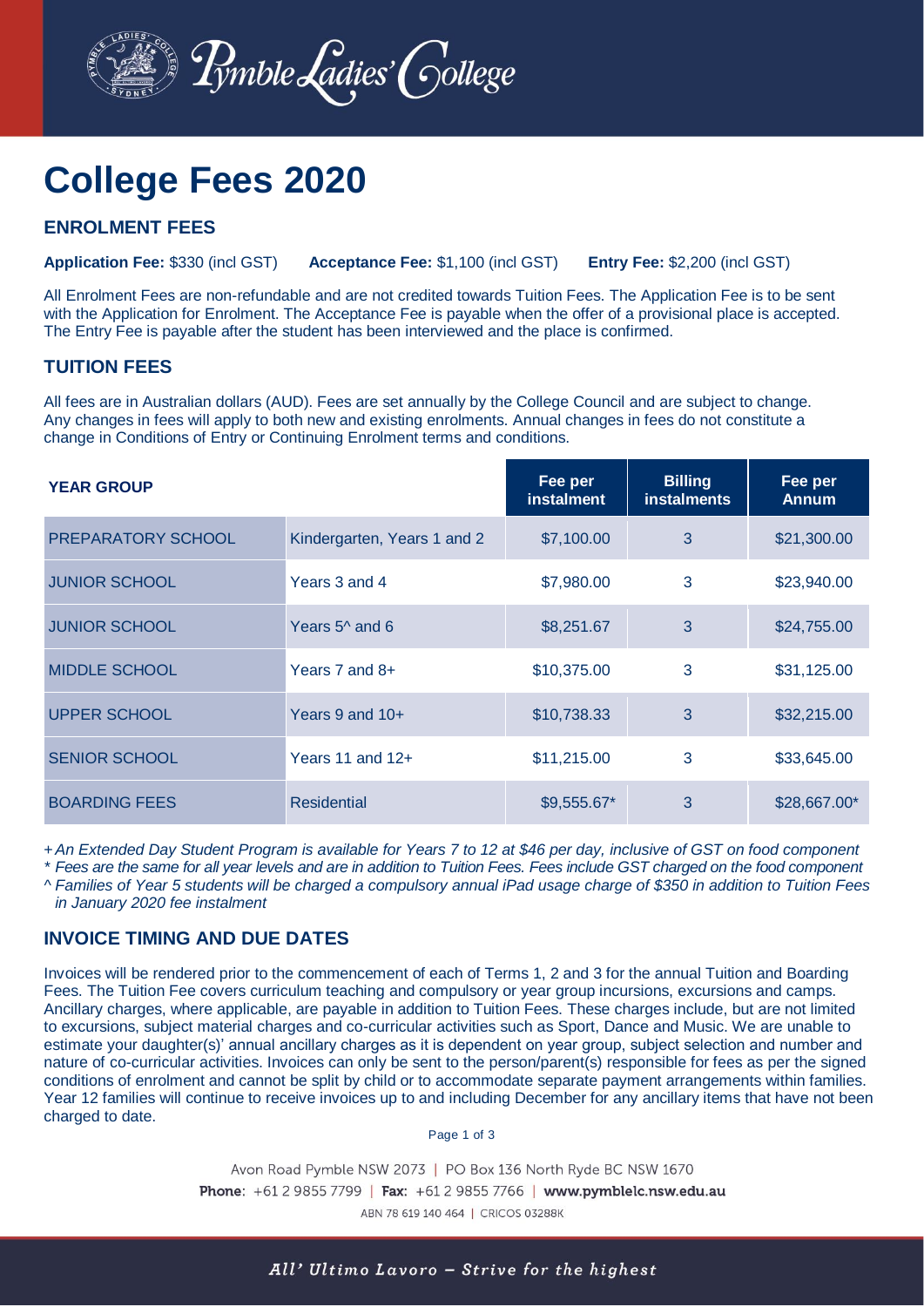Pymble Ladies' College

# College Fees 2020

## ENROLMENT FEES

**Application Fee:** $330 (incl GST) **Acceptance Fee:** $1,100 (incl GST) **Entry Fee:** $2,200 (incl GST)

All Enrolment Fees are non-refundable and are not credited towards Tuition Fees. The Application Fee is to be sent with the Application for Enrolment. The Acceptance Fee is payable when the offer of a provisional place is accepted. The Entry Fee is payable after the student has been interviewed and the place is confirmed.

## TUITION FEES

All fees are in Australian dollars (AUD). Fees are set annually by the College Council and are subject to change. Any changes in fees will apply to both new and existing enrolments. Annual changes in fees do not constitute a change in Conditions of Entry or Continuing Enrolment terms and conditions.

| YEAR GROUP | | Fee per instalment | Billing instalments | Fee per Annum |
|---|---|---|---|---|
| PREPARATORY SCHOOL | Kindergarten, Years 1 and 2 | $7,100.00 | 3 | $21,300.00 |
| JUNIOR SCHOOL | Years 3 and 4 | $7,980.00 | 3 | $23,940.00 |
| JUNIOR SCHOOL | Years 5^ and 6 | $8,251.67 | 3 | $24,755.00 |
| MIDDLE SCHOOL | Years 7 and 8+ | $10,375.00 | 3 | $31,125.00 |
| UPPER SCHOOL | Years 9 and 10+ | $10,738.33 | 3 | $32,215.00 |
| SENIOR SCHOOL | Years 11 and 12+ | $11,215.00 | 3 | $33,645.00 |
| BOARDING FEES | Residential | $9,555.67* | 3 | $28,667.00* |

*+ An Extended Day Student Program is available for Years 7 to 12 at $46 per day, inclusive of GST on food component*
** Fees are the same for all year levels and are in addition to Tuition Fees. Fees include GST charged on the food component*
*^ Families of Year 5 students will be charged a compulsory annual iPad usage charge of $350 in addition to Tuition Fees in January 2020 fee instalment*

## INVOICE TIMING AND DUE DATES

Invoices will be rendered prior to the commencement of each of Terms 1, 2 and 3 for the annual Tuition and Boarding Fees. The Tuition Fee covers curriculum teaching and compulsory or year group incursions, excursions and camps. Ancillary charges, where applicable, are payable in addition to Tuition Fees. These charges include, but are not limited to excursions, subject material charges and co-curricular activities such as Sport, Dance and Music. We are unable to estimate your daughter(s)' annual ancillary charges as it is dependent on year group, subject selection and number and nature of co-curricular activities. Invoices can only be sent to the person/parent(s) responsible for fees as per the signed conditions of enrolment and cannot be split by child or to accommodate separate payment arrangements within families. Year 12 families will continue to receive invoices up to and including December for any ancillary items that have not been charged to date.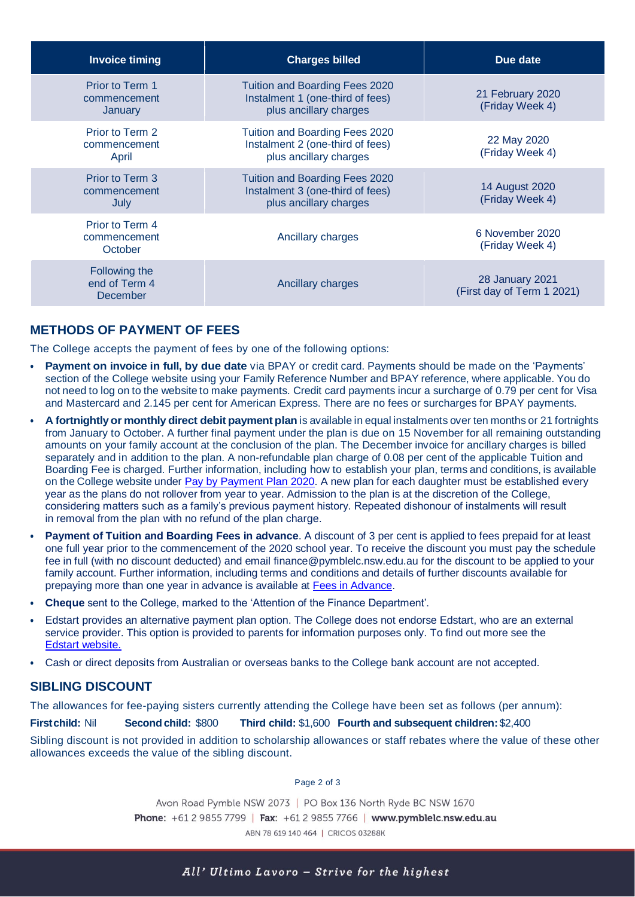| Invoice timing | Charges billed | Due date |
|---|---|---|
| Prior to Term 1 commencement January | Tuition and Boarding Fees 2020 Instalment 1 (one-third of fees) plus ancillary charges | 21 February 2020 (Friday Week 4) |
| Prior to Term 2 commencement April | Tuition and Boarding Fees 2020 Instalment 2 (one-third of fees) plus ancillary charges | 22 May 2020 (Friday Week 4) |
| Prior to Term 3 commencement July | Tuition and Boarding Fees 2020 Instalment 3 (one-third of fees) plus ancillary charges | 14 August 2020 (Friday Week 4) |
| Prior to Term 4 commencement October | Ancillary charges | 6 November 2020 (Friday Week 4) |
| Following the end of Term 4 December | Ancillary charges | 28 January 2021 (First day of Term 1 2021) |

## METHODS OF PAYMENT OF FEES

The College accepts the payment of fees by one of the following options:

- **Payment on invoice in full, by due date** via BPAY or credit card. Payments should be made on the 'Payments' section of the College website using your Family Reference Number and BPAY reference, where applicable. You do not need to log on to the website to make payments. Credit card payments incur a surcharge of 0.79 per cent for Visa and Mastercard and 2.145 per cent for American Express. There are no fees or surcharges for BPAY payments.
- **A fortnightly or monthly direct debit payment plan** is available in equal instalments over ten months or 21 fortnights from January to October. A further final payment under the plan is due on 15 November for all remaining outstanding amounts on your family account at the conclusion of the plan. The December invoice for ancillary charges is billed separately and in addition to the plan. A non-refundable plan charge of 0.08 per cent of the applicable Tuition and Boarding Fee is charged. Further information, including how to establish your plan, terms and conditions, is available on the College website under Pay by Payment Plan 2020. A new plan for each daughter must be established every year as the plans do not rollover from year to year. Admission to the plan is at the discretion of the College, considering matters such as a family's previous payment history. Repeated dishonour of instalments will result in removal from the plan with no refund of the plan charge.
- **Payment of Tuition and Boarding Fees in advance**. A discount of 3 per cent is applied to fees prepaid for at least one full year prior to the commencement of the 2020 school year. To receive the discount you must pay the schedule fee in full (with no discount deducted) and email finance@pymblelc.nsw.edu.au for the discount to be applied to your family account. Further information, including terms and conditions and details of further discounts available for prepaying more than one year in advance is available at Fees in Advance.
- **Cheque** sent to the College, marked to the 'Attention of the Finance Department'.
- Edstart provides an alternative payment plan option. The College does not endorse Edstart, who are an external service provider. This option is provided to parents for information purposes only. To find out more see the Edstart website.
- Cash or direct deposits from Australian or overseas banks to the College bank account are not accepted.

## SIBLING DISCOUNT

The allowances for fee-paying sisters currently attending the College have been set as follows (per annum):

**First child:** Nil **Second child:** $800 **Third child:** $1,600 **Fourth and subsequent children:** $2,400

Sibling discount is not provided in addition to scholarship allowances or staff rebates where the value of these other allowances exceeds the value of the sibling discount.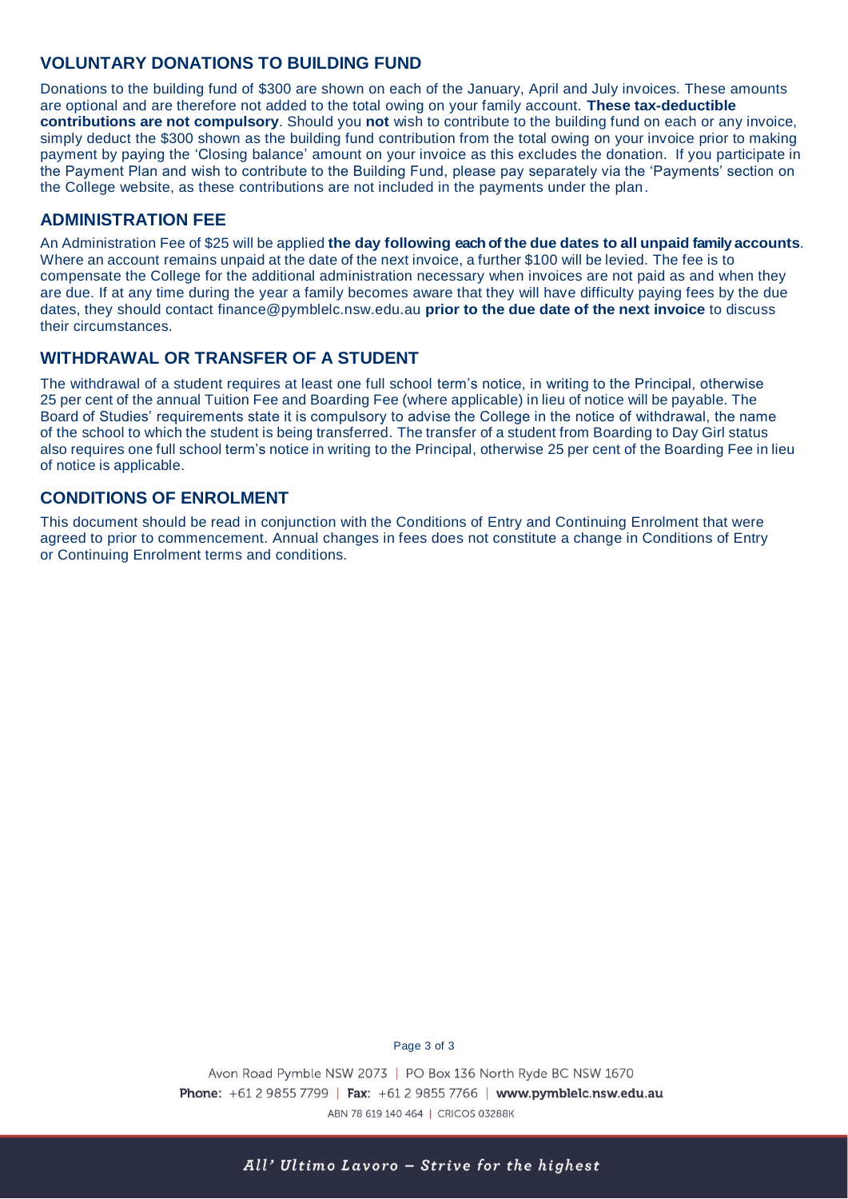## VOLUNTARY DONATIONS TO BUILDING FUND

Donations to the building fund of $300 are shown on each of the January, April and July invoices. These amounts are optional and are therefore not added to the total owing on your family account. **These tax-deductible contributions are not compulsory**. Should you **not** wish to contribute to the building fund on each or any invoice, simply deduct the $300 shown as the building fund contribution from the total owing on your invoice prior to making payment by paying the 'Closing balance' amount on your invoice as this excludes the donation. If you participate in the Payment Plan and wish to contribute to the Building Fund, please pay separately via the 'Payments' section on the College website, as these contributions are not included in the payments under the plan.

## ADMINISTRATION FEE

An Administration Fee of $25 will be applied **the day following each of the due dates to all unpaid family accounts**. Where an account remains unpaid at the date of the next invoice, a further $100 will be levied. The fee is to compensate the College for the additional administration necessary when invoices are not paid as and when they are due. If at any time during the year a family becomes aware that they will have difficulty paying fees by the due dates, they should contact finance@pymblelc.nsw.edu.au **prior to the due date of the next invoice** to discuss their circumstances.

## WITHDRAWAL OR TRANSFER OF A STUDENT

The withdrawal of a student requires at least one full school term's notice, in writing to the Principal, otherwise 25 per cent of the annual Tuition Fee and Boarding Fee (where applicable) in lieu of notice will be payable. The Board of Studies' requirements state it is compulsory to advise the College in the notice of withdrawal, the name of the school to which the student is being transferred. The transfer of a student from Boarding to Day Girl status also requires one full school term's notice in writing to the Principal, otherwise 25 per cent of the Boarding Fee in lieu of notice is applicable.

## CONDITIONS OF ENROLMENT

This document should be read in conjunction with the Conditions of Entry and Continuing Enrolment that were agreed to prior to commencement. Annual changes in fees does not constitute a change in Conditions of Entry or Continuing Enrolment terms and conditions.